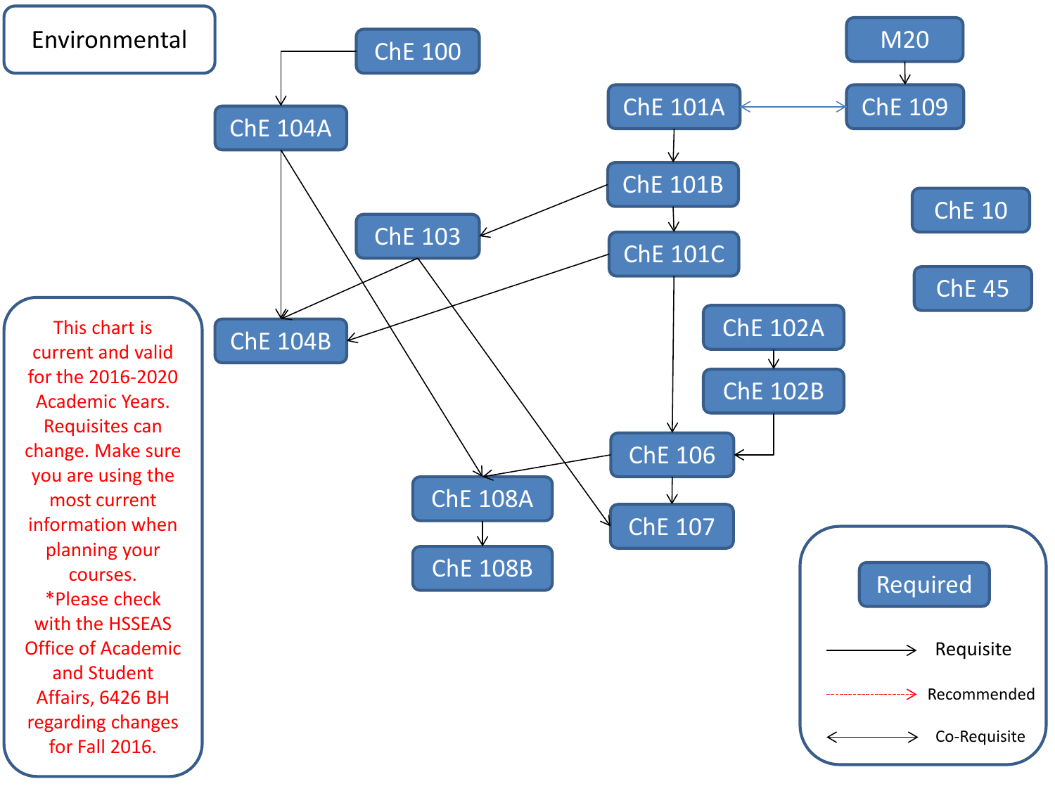# Environmental

ChE 100

ChE 104A

M20

ChE 101A

ChE 109

ChE 101B

ChE 103

ChE 101C

ChE 10

ChE 45

ChE 104B

ChE 102A

ChE 102B

ChE 106

ChE 108A

ChE 107

ChE 108B

This chart is current and valid for the 2016-2020 Academic Years. Requisites can change. Make sure you are using the most current information when planning your courses.
*Please check with the HSSEAS Office of Academic and Student Affairs, 6426 BH regarding changes for Fall 2016.

Required

Requisite

Recommended

Co-Requisite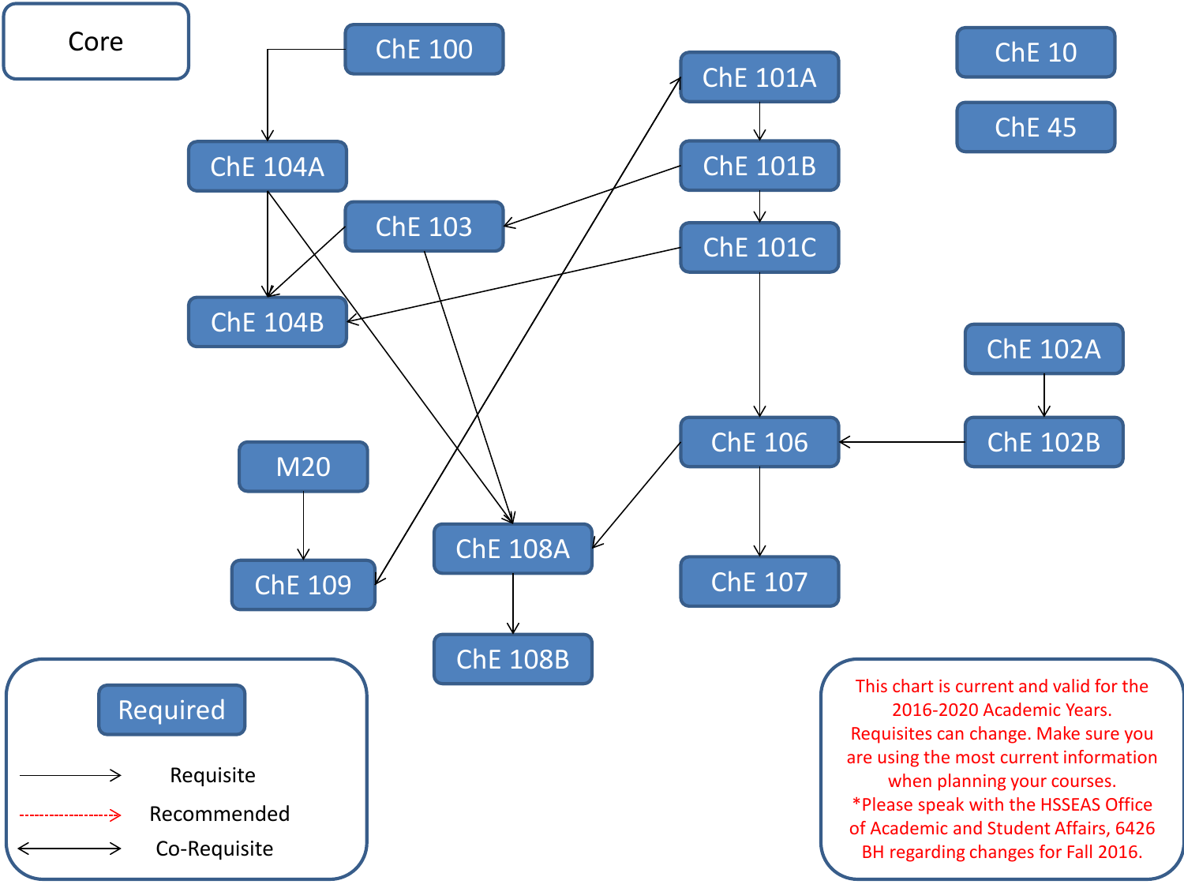# Core

ChE 100

ChE 101A

ChE 10

ChE 45

ChE 104A

ChE 101B

ChE 103

ChE 101C

ChE 104B

ChE 102A

M20

ChE 106

ChE 102B

ChE 108A

ChE 109

ChE 107

ChE 108B

**Legend:**

- Required
- Requisite
- Recommended
- Co-Requisite

This chart is current and valid for the 2016-2020 Academic Years. Requisites can change. Make sure you are using the most current information when planning your courses.
*Please speak with the HSSEAS Office of Academic and Student Affairs, 6426 BH regarding changes for Fall 2016.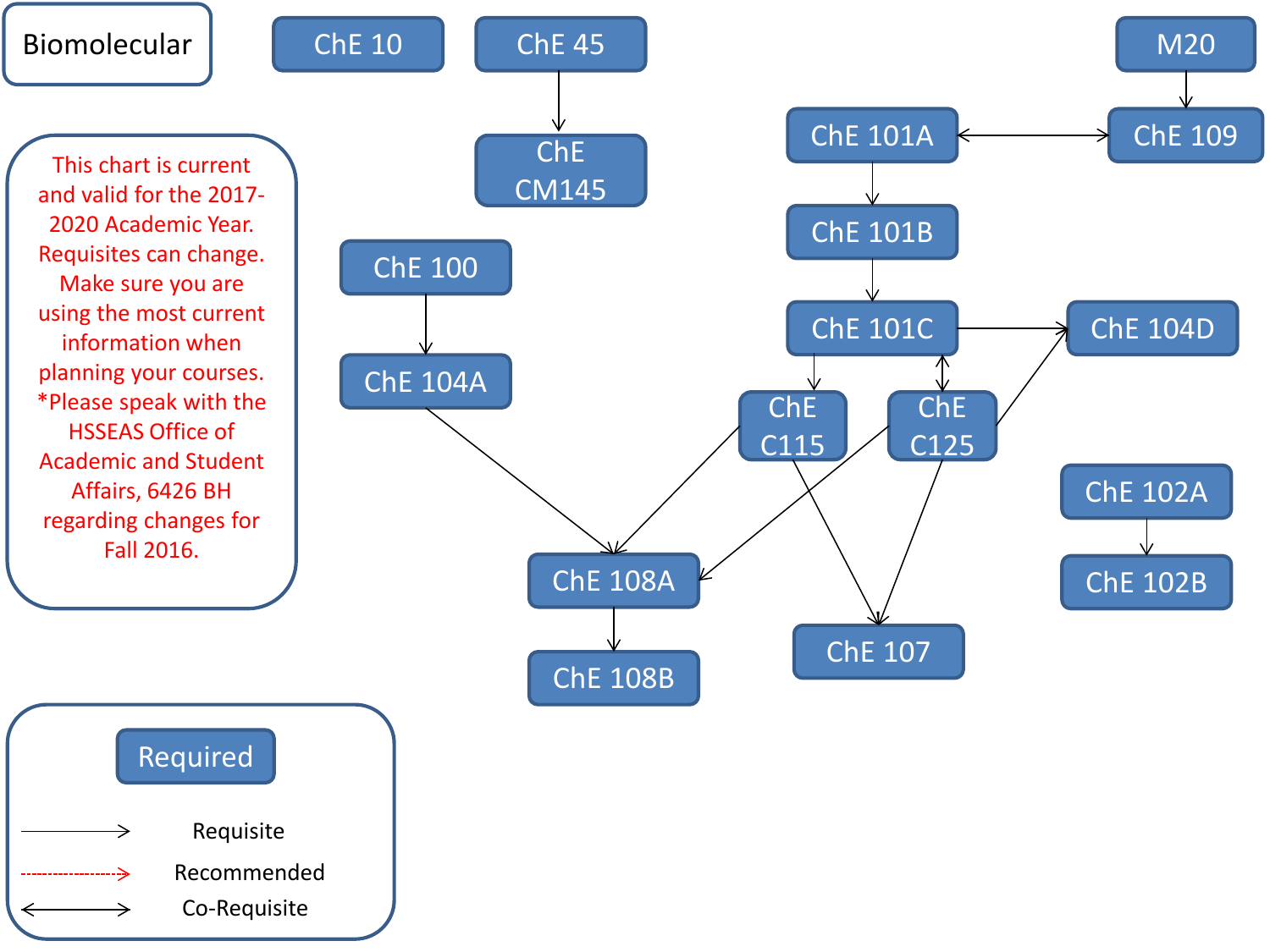# Biomolecular

This chart is current and valid for the 2017-2020 Academic Year. Requisites can change. Make sure you are using the most current information when planning your courses. *Please speak with the HSSEAS Office of Academic and Student Affairs, 6426 BH regarding changes for Fall 2016.

- ChE 10
- ChE 45 → ChE CM145
- M20 → ChE 109
- ChE 101A ↔ ChE 109
- ChE 101A → ChE 101B
- ChE 101B → ChE 101C
- ChE 101C → ChE 104D
- ChE 101C → ChE C115
- ChE 101C ↔ ChE C125
- ChE C125 → ChE 104D
- ChE 100 → ChE 104A
- ChE 104A → ChE 108A
- ChE C115 → ChE 108A
- ChE C125 → ChE 108A
- ChE C115 → ChE 107
- ChE C125 → ChE 107
- ChE 108A → ChE 108B
- ChE 102A → ChE 102B

**Legend**

- Required
- → Requisite
- ⇢ Recommended
- ↔ Co-Requisite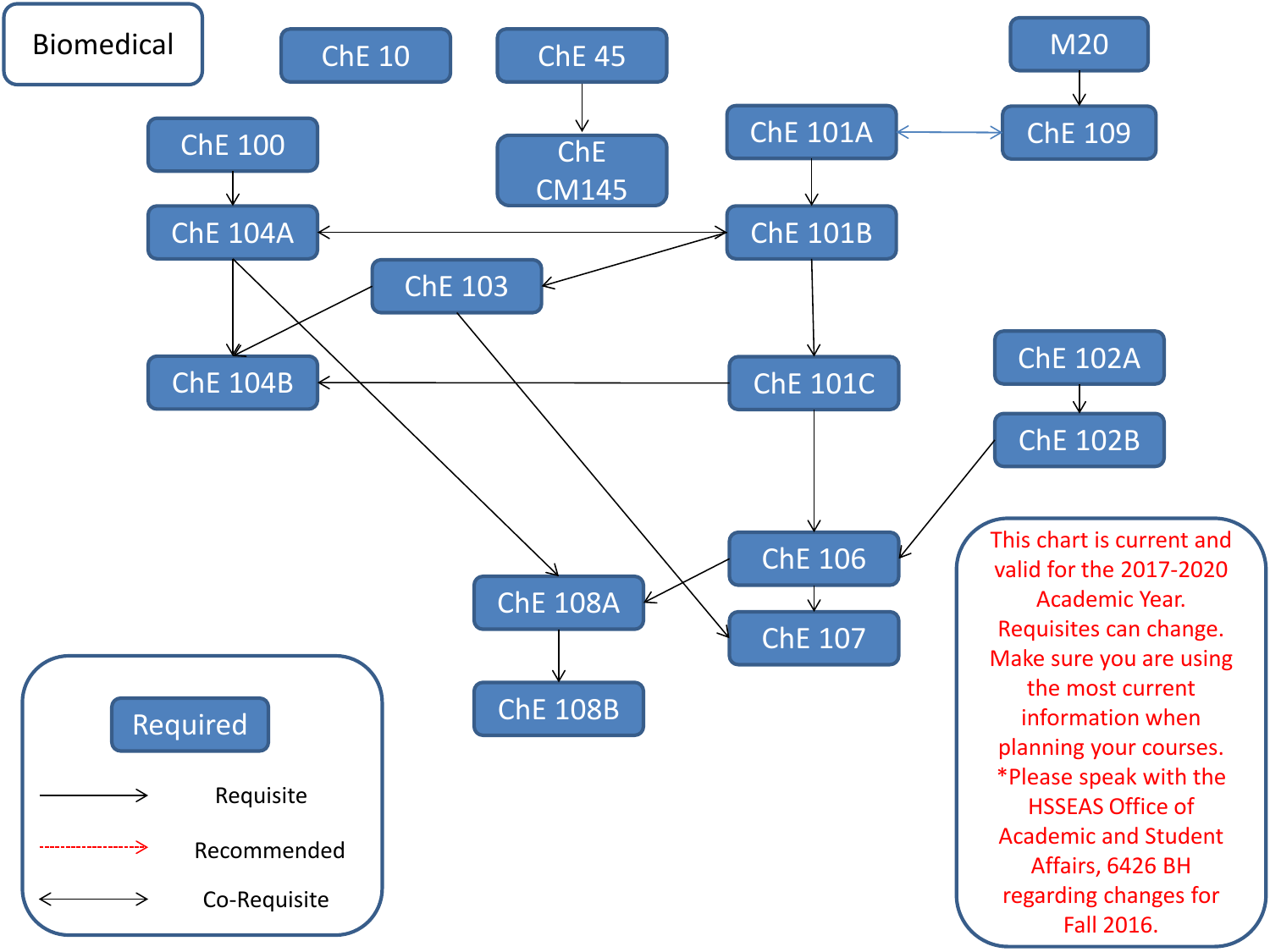# Biomedical

ChE 10

ChE 45 → ChE CM145

M20 → ChE 109

ChE 101A ↔ ChE 109

ChE 100 → ChE 104A

ChE 104A ↔ ChE 101B

ChE 101A → ChE 101B

ChE 101B → ChE 103

ChE 101B → ChE 101C

ChE 104A → ChE 104B

ChE 103 → ChE 104B

ChE 101C → ChE 104B

ChE 104A → ChE 108A

ChE 103 → ChE 107

ChE 102A → ChE 102B

ChE 101C → ChE 106

ChE 102B → ChE 106

ChE 106 → ChE 108A

ChE 106 → ChE 107

ChE 108A → ChE 108B

**Legend:**

- Required
- → Requisite
- ⇢ Recommended
- ↔ Co-Requisite

This chart is current and valid for the 2017-2020 Academic Year. Requisites can change. Make sure you are using the most current information when planning your courses. *Please speak with the HSSEAS Office of Academic and Student Affairs, 6426 BH regarding changes for Fall 2016.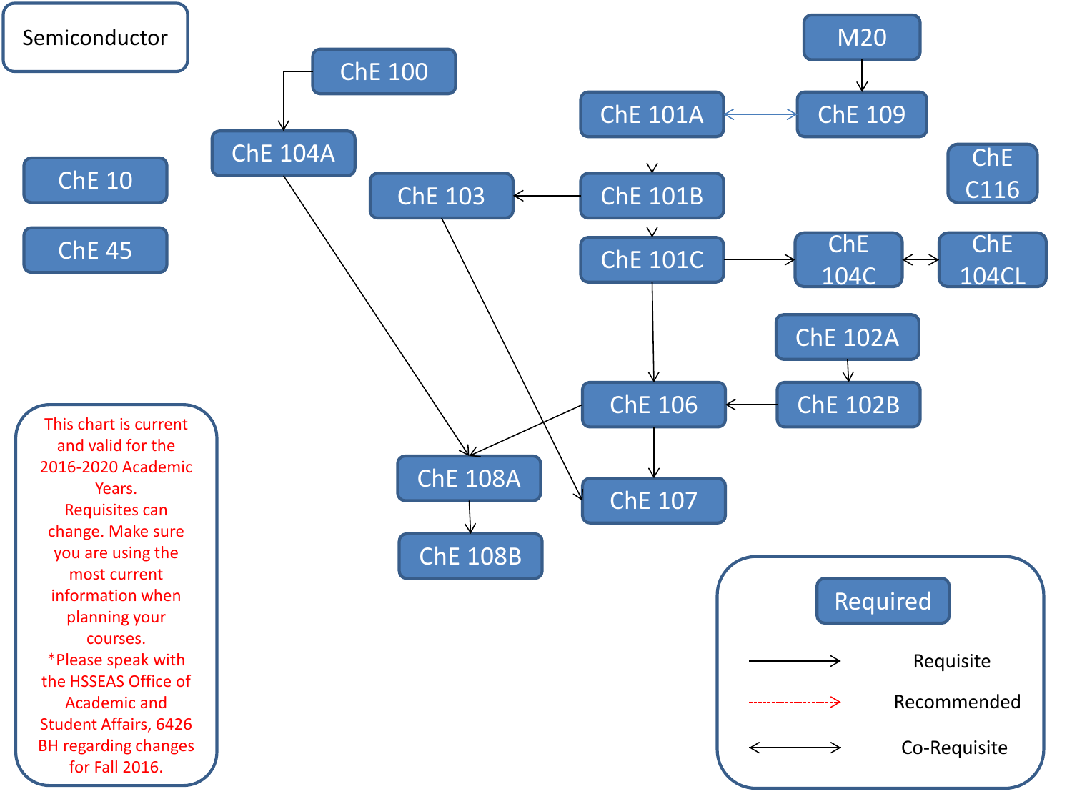Semiconductor

ChE 100

M20

ChE 101A

ChE 109

ChE 104A

ChE 10

ChE 103

ChE 101B

ChE C116

ChE 45

ChE 101C

ChE 104C

ChE 104CL

ChE 102A

ChE 106

ChE 102B

ChE 108A

ChE 107

ChE 108B

This chart is current and valid for the 2016-2020 Academic Years.
Requisites can change. Make sure you are using the most current information when planning your courses.
*Please speak with the HSSEAS Office of Academic and Student Affairs, 6426 BH regarding changes for Fall 2016.

Required

Requisite

Recommended

Co-Requisite